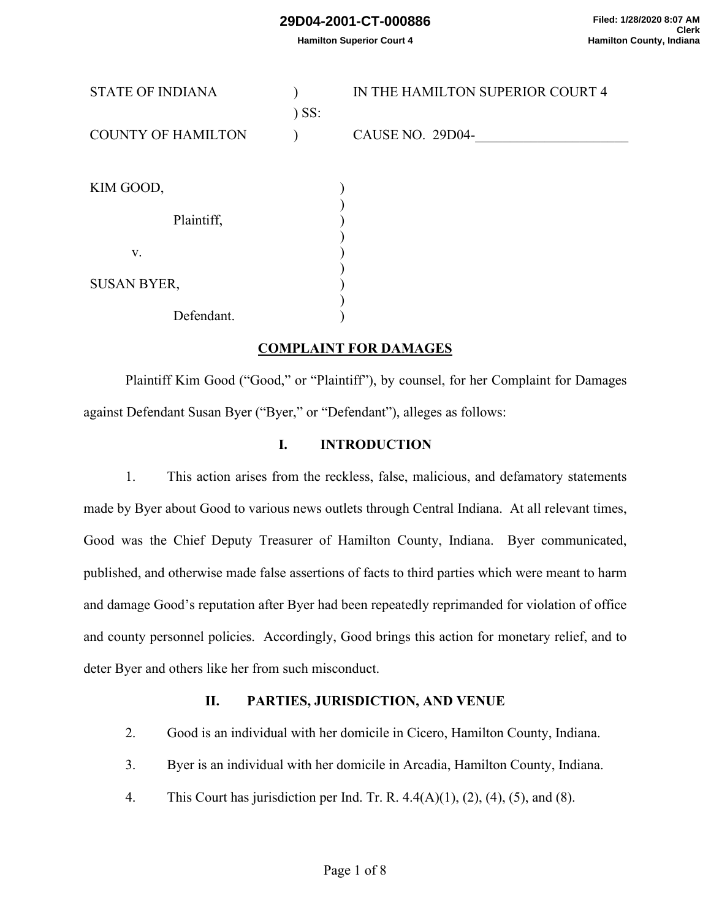STATE OF INDIANA ) IN THE HAMILTON SUPERIOR COURT 4
) SS:
COUNTY OF HAMILTON ) CAUSE NO. 29D04-______________________

KIM GOOD,

Plaintiff,

v.

SUSAN BYER,

Defendant.

## COMPLAINT FOR DAMAGES

Plaintiff Kim Good ("Good," or "Plaintiff"), by counsel, for her Complaint for Damages against Defendant Susan Byer ("Byer," or "Defendant"), alleges as follows:

### I. INTRODUCTION

1. This action arises from the reckless, false, malicious, and defamatory statements made by Byer about Good to various news outlets through Central Indiana. At all relevant times, Good was the Chief Deputy Treasurer of Hamilton County, Indiana. Byer communicated, published, and otherwise made false assertions of facts to third parties which were meant to harm and damage Good's reputation after Byer had been repeatedly reprimanded for violation of office and county personnel policies. Accordingly, Good brings this action for monetary relief, and to deter Byer and others like her from such misconduct.

### II. PARTIES, JURISDICTION, AND VENUE

2. Good is an individual with her domicile in Cicero, Hamilton County, Indiana.

3. Byer is an individual with her domicile in Arcadia, Hamilton County, Indiana.

4. This Court has jurisdiction per Ind. Tr. R. 4.4(A)(1), (2), (4), (5), and (8).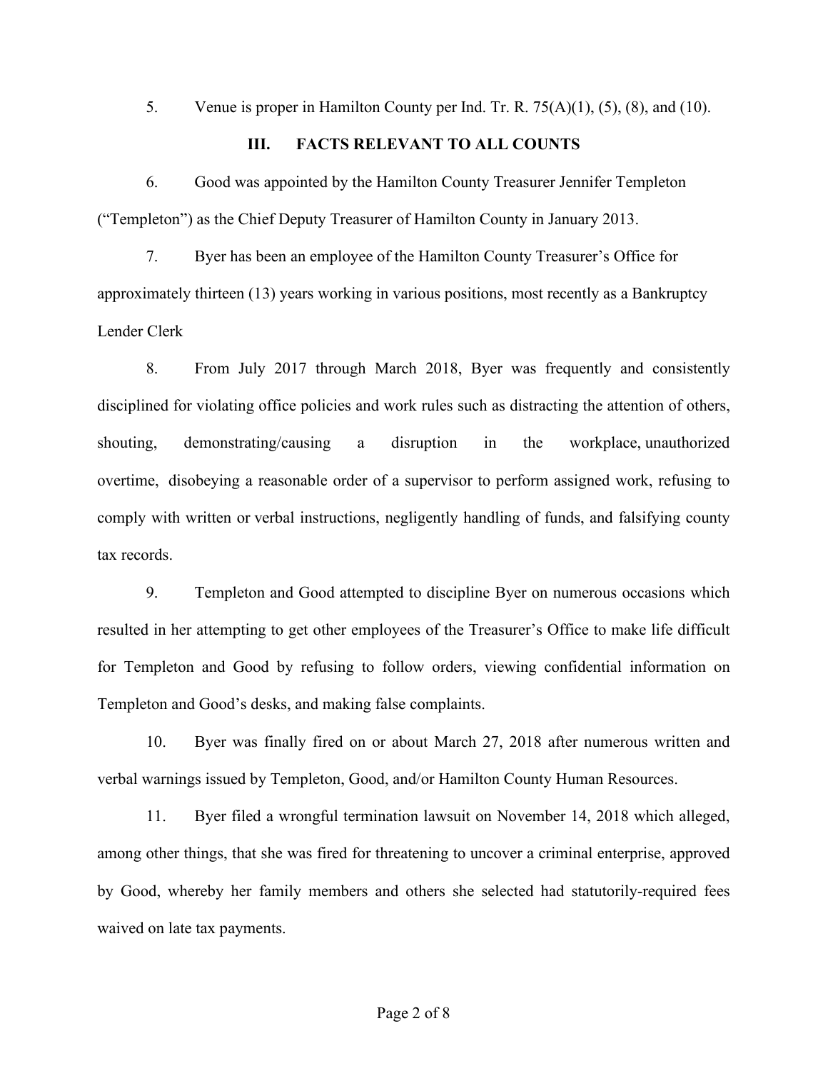5. Venue is proper in Hamilton County per Ind. Tr. R. 75(A)(1), (5), (8), and (10).

## III. FACTS RELEVANT TO ALL COUNTS

6. Good was appointed by the Hamilton County Treasurer Jennifer Templeton ("Templeton") as the Chief Deputy Treasurer of Hamilton County in January 2013.

7. Byer has been an employee of the Hamilton County Treasurer's Office for approximately thirteen (13) years working in various positions, most recently as a Bankruptcy Lender Clerk

8. From July 2017 through March 2018, Byer was frequently and consistently disciplined for violating office policies and work rules such as distracting the attention of others, shouting, demonstrating/causing a disruption in the workplace, unauthorized overtime, disobeying a reasonable order of a supervisor to perform assigned work, refusing to comply with written or verbal instructions, negligently handling of funds, and falsifying county tax records.

9. Templeton and Good attempted to discipline Byer on numerous occasions which resulted in her attempting to get other employees of the Treasurer's Office to make life difficult for Templeton and Good by refusing to follow orders, viewing confidential information on Templeton and Good's desks, and making false complaints.

10. Byer was finally fired on or about March 27, 2018 after numerous written and verbal warnings issued by Templeton, Good, and/or Hamilton County Human Resources.

11. Byer filed a wrongful termination lawsuit on November 14, 2018 which alleged, among other things, that she was fired for threatening to uncover a criminal enterprise, approved by Good, whereby her family members and others she selected had statutorily-required fees waived on late tax payments.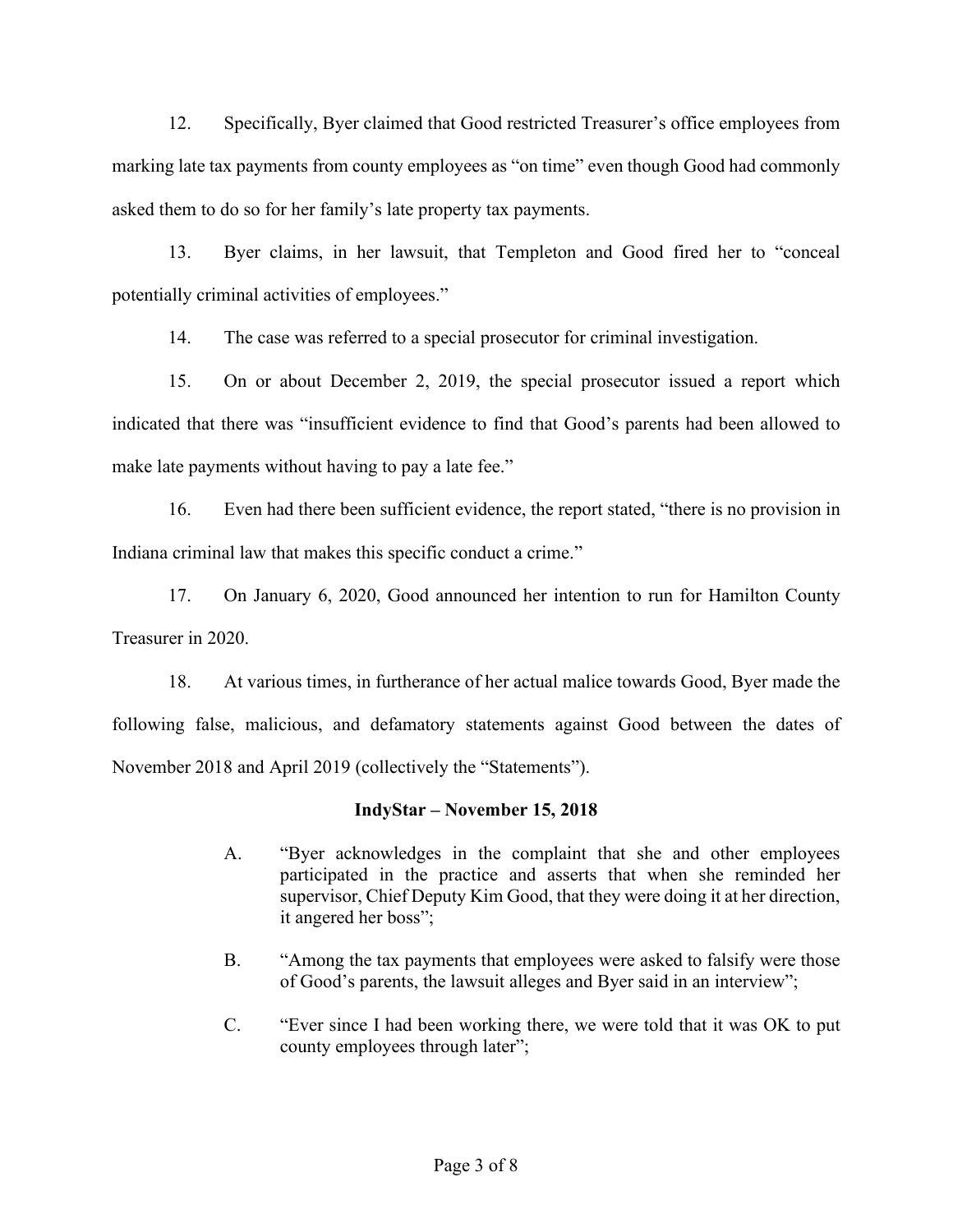12. Specifically, Byer claimed that Good restricted Treasurer's office employees from marking late tax payments from county employees as "on time" even though Good had commonly asked them to do so for her family's late property tax payments.

13. Byer claims, in her lawsuit, that Templeton and Good fired her to "conceal potentially criminal activities of employees."

14. The case was referred to a special prosecutor for criminal investigation.

15. On or about December 2, 2019, the special prosecutor issued a report which indicated that there was "insufficient evidence to find that Good's parents had been allowed to make late payments without having to pay a late fee."

16. Even had there been sufficient evidence, the report stated, "there is no provision in Indiana criminal law that makes this specific conduct a crime."

17. On January 6, 2020, Good announced her intention to run for Hamilton County Treasurer in 2020.

18. At various times, in furtherance of her actual malice towards Good, Byer made the following false, malicious, and defamatory statements against Good between the dates of November 2018 and April 2019 (collectively the "Statements").

**IndyStar – November 15, 2018**

A. "Byer acknowledges in the complaint that she and other employees participated in the practice and asserts that when she reminded her supervisor, Chief Deputy Kim Good, that they were doing it at her direction, it angered her boss";

B. "Among the tax payments that employees were asked to falsify were those of Good's parents, the lawsuit alleges and Byer said in an interview";

C. "Ever since I had been working there, we were told that it was OK to put county employees through later";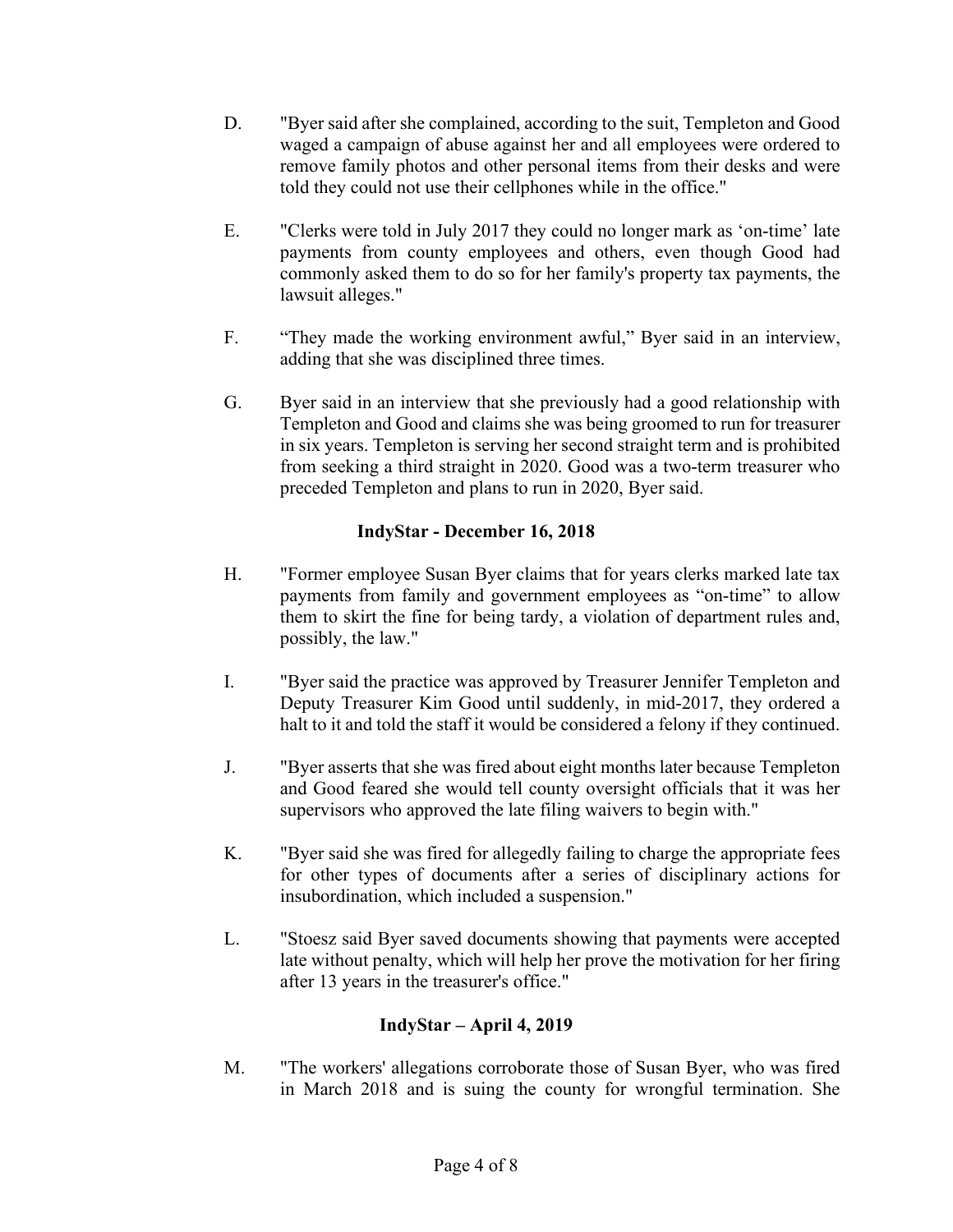D. "Byer said after she complained, according to the suit, Templeton and Good waged a campaign of abuse against her and all employees were ordered to remove family photos and other personal items from their desks and were told they could not use their cellphones while in the office."

E. "Clerks were told in July 2017 they could no longer mark as 'on-time' late payments from county employees and others, even though Good had commonly asked them to do so for her family's property tax payments, the lawsuit alleges."

F. "They made the working environment awful," Byer said in an interview, adding that she was disciplined three times.

G. Byer said in an interview that she previously had a good relationship with Templeton and Good and claims she was being groomed to run for treasurer in six years. Templeton is serving her second straight term and is prohibited from seeking a third straight in 2020. Good was a two-term treasurer who preceded Templeton and plans to run in 2020, Byer said.

**IndyStar - December 16, 2018**

H. "Former employee Susan Byer claims that for years clerks marked late tax payments from family and government employees as "on-time" to allow them to skirt the fine for being tardy, a violation of department rules and, possibly, the law."

I. "Byer said the practice was approved by Treasurer Jennifer Templeton and Deputy Treasurer Kim Good until suddenly, in mid-2017, they ordered a halt to it and told the staff it would be considered a felony if they continued.

J. "Byer asserts that she was fired about eight months later because Templeton and Good feared she would tell county oversight officials that it was her supervisors who approved the late filing waivers to begin with."

K. "Byer said she was fired for allegedly failing to charge the appropriate fees for other types of documents after a series of disciplinary actions for insubordination, which included a suspension."

L. "Stoesz said Byer saved documents showing that payments were accepted late without penalty, which will help her prove the motivation for her firing after 13 years in the treasurer's office."

**IndyStar – April 4, 2019**

M. "The workers' allegations corroborate those of Susan Byer, who was fired in March 2018 and is suing the county for wrongful termination. She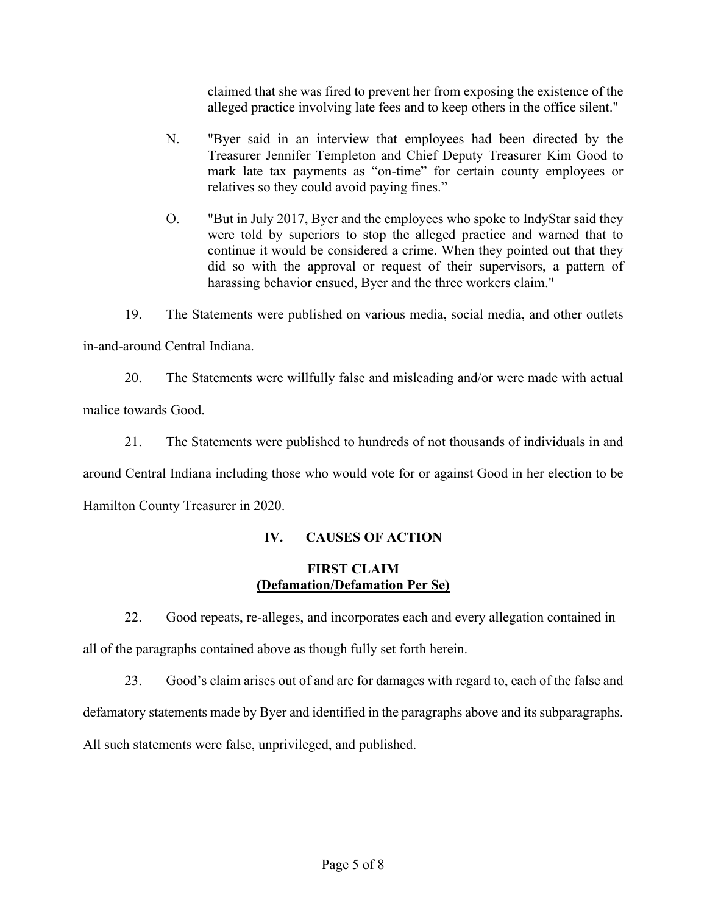claimed that she was fired to prevent her from exposing the existence of the alleged practice involving late fees and to keep others in the office silent."

N. "Byer said in an interview that employees had been directed by the Treasurer Jennifer Templeton and Chief Deputy Treasurer Kim Good to mark late tax payments as "on-time" for certain county employees or relatives so they could avoid paying fines."

O. "But in July 2017, Byer and the employees who spoke to IndyStar said they were told by superiors to stop the alleged practice and warned that to continue it would be considered a crime. When they pointed out that they did so with the approval or request of their supervisors, a pattern of harassing behavior ensued, Byer and the three workers claim."

19. The Statements were published on various media, social media, and other outlets in-and-around Central Indiana.

20. The Statements were willfully false and misleading and/or were made with actual malice towards Good.

21. The Statements were published to hundreds of not thousands of individuals in and around Central Indiana including those who would vote for or against Good in her election to be Hamilton County Treasurer in 2020.

## IV. CAUSES OF ACTION

### FIRST CLAIM
### (Defamation/Defamation Per Se)

22. Good repeats, re-alleges, and incorporates each and every allegation contained in all of the paragraphs contained above as though fully set forth herein.

23. Good's claim arises out of and are for damages with regard to, each of the false and defamatory statements made by Byer and identified in the paragraphs above and its subparagraphs. All such statements were false, unprivileged, and published.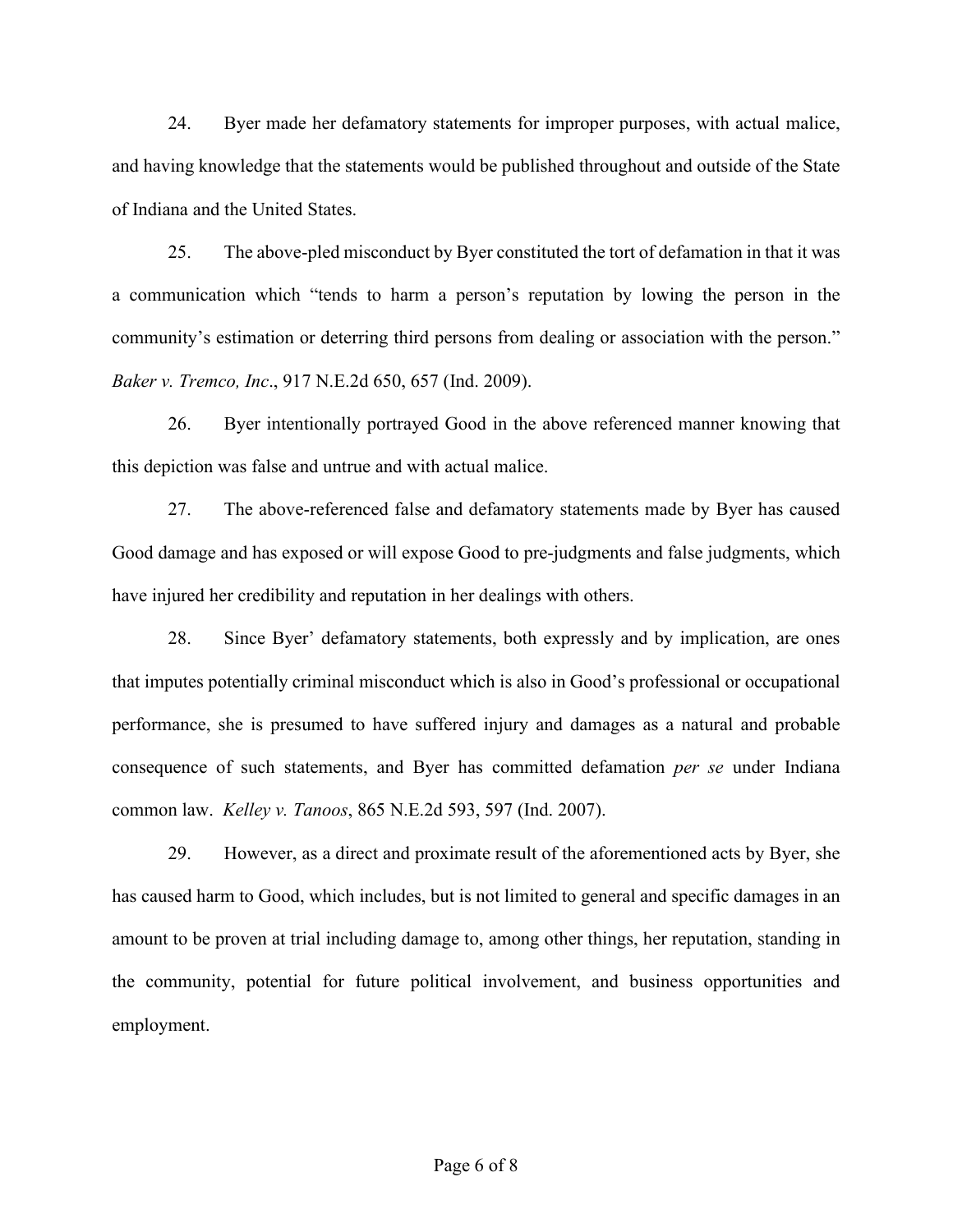24. Byer made her defamatory statements for improper purposes, with actual malice, and having knowledge that the statements would be published throughout and outside of the State of Indiana and the United States.

25. The above-pled misconduct by Byer constituted the tort of defamation in that it was a communication which "tends to harm a person's reputation by lowing the person in the community's estimation or deterring third persons from dealing or association with the person." *Baker v. Tremco, Inc*., 917 N.E.2d 650, 657 (Ind. 2009).

26. Byer intentionally portrayed Good in the above referenced manner knowing that this depiction was false and untrue and with actual malice.

27. The above-referenced false and defamatory statements made by Byer has caused Good damage and has exposed or will expose Good to pre-judgments and false judgments, which have injured her credibility and reputation in her dealings with others.

28. Since Byer' defamatory statements, both expressly and by implication, are ones that imputes potentially criminal misconduct which is also in Good's professional or occupational performance, she is presumed to have suffered injury and damages as a natural and probable consequence of such statements, and Byer has committed defamation *per se* under Indiana common law. *Kelley v. Tanoos*, 865 N.E.2d 593, 597 (Ind. 2007).

29. However, as a direct and proximate result of the aforementioned acts by Byer, she has caused harm to Good, which includes, but is not limited to general and specific damages in an amount to be proven at trial including damage to, among other things, her reputation, standing in the community, potential for future political involvement, and business opportunities and employment.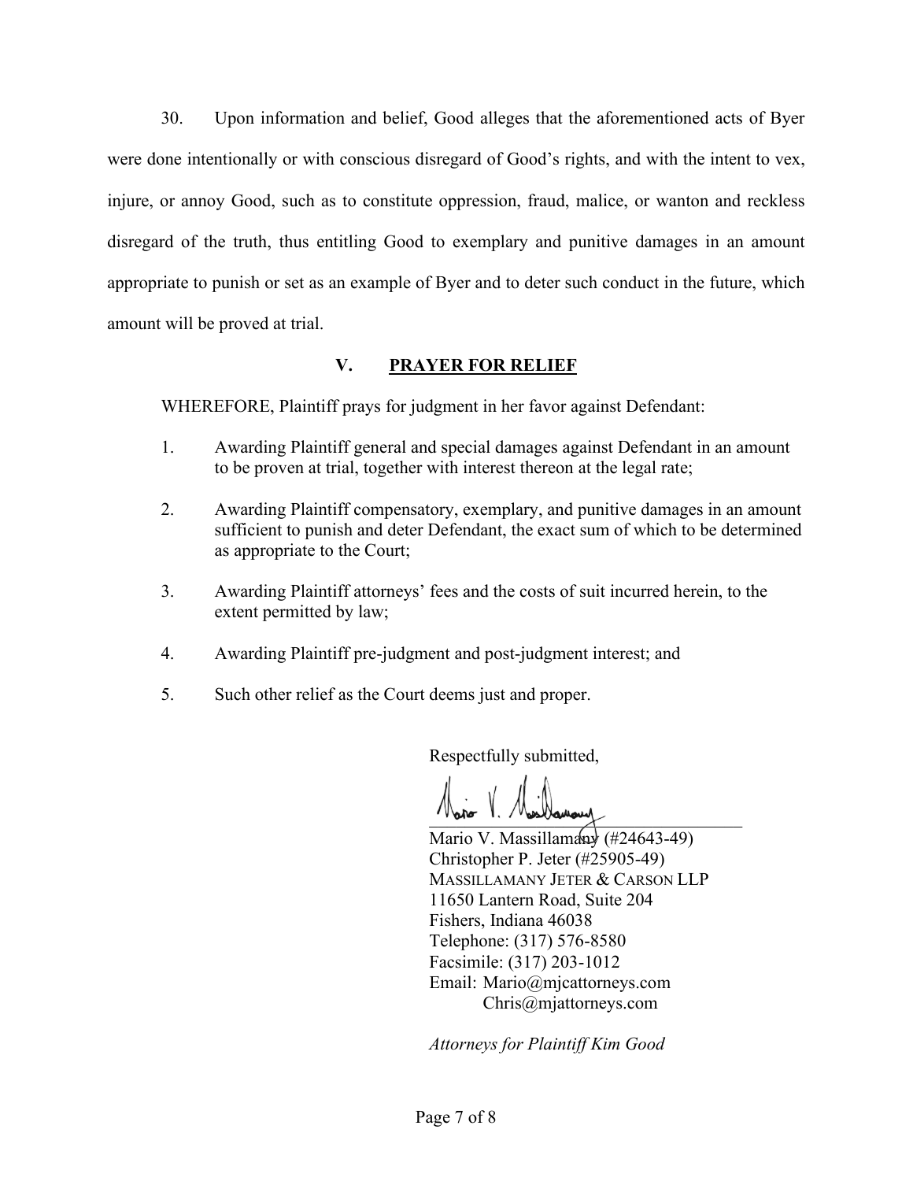30. Upon information and belief, Good alleges that the aforementioned acts of Byer were done intentionally or with conscious disregard of Good's rights, and with the intent to vex, injure, or annoy Good, such as to constitute oppression, fraud, malice, or wanton and reckless disregard of the truth, thus entitling Good to exemplary and punitive damages in an amount appropriate to punish or set as an example of Byer and to deter such conduct in the future, which amount will be proved at trial.

## V. PRAYER FOR RELIEF

WHEREFORE, Plaintiff prays for judgment in her favor against Defendant:

1. Awarding Plaintiff general and special damages against Defendant in an amount to be proven at trial, together with interest thereon at the legal rate;
2. Awarding Plaintiff compensatory, exemplary, and punitive damages in an amount sufficient to punish and deter Defendant, the exact sum of which to be determined as appropriate to the Court;
3. Awarding Plaintiff attorneys' fees and the costs of suit incurred herein, to the extent permitted by law;
4. Awarding Plaintiff pre-judgment and post-judgment interest; and
5. Such other relief as the Court deems just and proper.

Respectfully submitted,

Mario V. Massillamany (#24643-49)
Christopher P. Jeter (#25905-49)
MASSILLAMANY JETER & CARSON LLP
11650 Lantern Road, Suite 204
Fishers, Indiana 46038
Telephone: (317) 576-8580
Facsimile: (317) 203-1012
Email: Mario@mjcattorneys.com
Chris@mjattorneys.com

*Attorneys for Plaintiff Kim Good*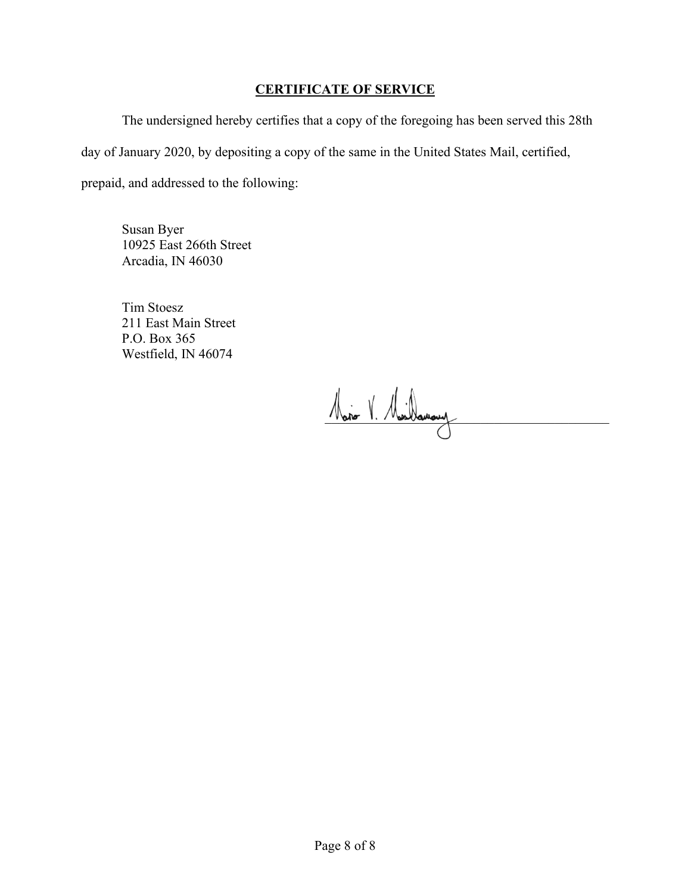## CERTIFICATE OF SERVICE

The undersigned hereby certifies that a copy of the foregoing has been served this 28th day of January 2020, by depositing a copy of the same in the United States Mail, certified, prepaid, and addressed to the following:

Susan Byer
10925 East 266th Street
Arcadia, IN 46030

Tim Stoesz
211 East Main Street
P.O. Box 365
Westfield, IN 46074

Mario V. Maldonado